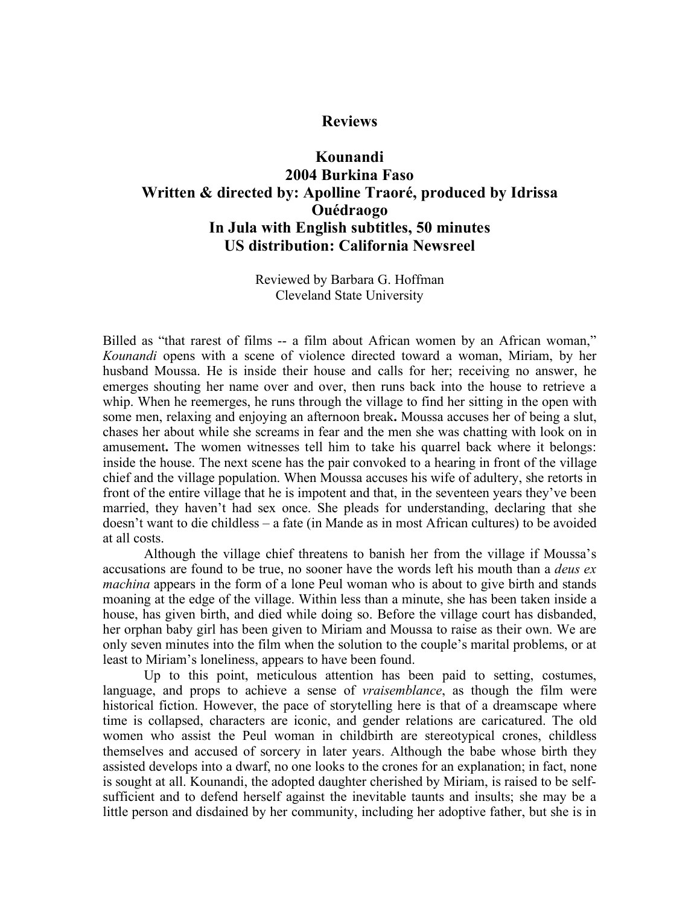# Reviews

## Kounandi
## 2004 Burkina Faso
## Written & directed by: Apolline Traoré, produced by Idrissa Ouédraogo
## In Jula with English subtitles, 50 minutes
## US distribution: California Newsreel

Reviewed by Barbara G. Hoffman
Cleveland State University

Billed as "that rarest of films -- a film about African women by an African woman," *Kounandi* opens with a scene of violence directed toward a woman, Miriam, by her husband Moussa. He is inside their house and calls for her; receiving no answer, he emerges shouting her name over and over, then runs back into the house to retrieve a whip. When he reemerges, he runs through the village to find her sitting in the open with some men, relaxing and enjoying an afternoon break**.** Moussa accuses her of being a slut, chases her about while she screams in fear and the men she was chatting with look on in amusement**.** The women witnesses tell him to take his quarrel back where it belongs: inside the house. The next scene has the pair convoked to a hearing in front of the village chief and the village population. When Moussa accuses his wife of adultery, she retorts in front of the entire village that he is impotent and that, in the seventeen years they've been married, they haven't had sex once. She pleads for understanding, declaring that she doesn't want to die childless – a fate (in Mande as in most African cultures) to be avoided at all costs.

Although the village chief threatens to banish her from the village if Moussa's accusations are found to be true, no sooner have the words left his mouth than a *deus ex machina* appears in the form of a lone Peul woman who is about to give birth and stands moaning at the edge of the village. Within less than a minute, she has been taken inside a house, has given birth, and died while doing so. Before the village court has disbanded, her orphan baby girl has been given to Miriam and Moussa to raise as their own. We are only seven minutes into the film when the solution to the couple's marital problems, or at least to Miriam's loneliness, appears to have been found.

Up to this point, meticulous attention has been paid to setting, costumes, language, and props to achieve a sense of *vraisemblance*, as though the film were historical fiction. However, the pace of storytelling here is that of a dreamscape where time is collapsed, characters are iconic, and gender relations are caricatured. The old women who assist the Peul woman in childbirth are stereotypical crones, childless themselves and accused of sorcery in later years. Although the babe whose birth they assisted develops into a dwarf, no one looks to the crones for an explanation; in fact, none is sought at all. Kounandi, the adopted daughter cherished by Miriam, is raised to be self-sufficient and to defend herself against the inevitable taunts and insults; she may be a little person and disdained by her community, including her adoptive father, but she is in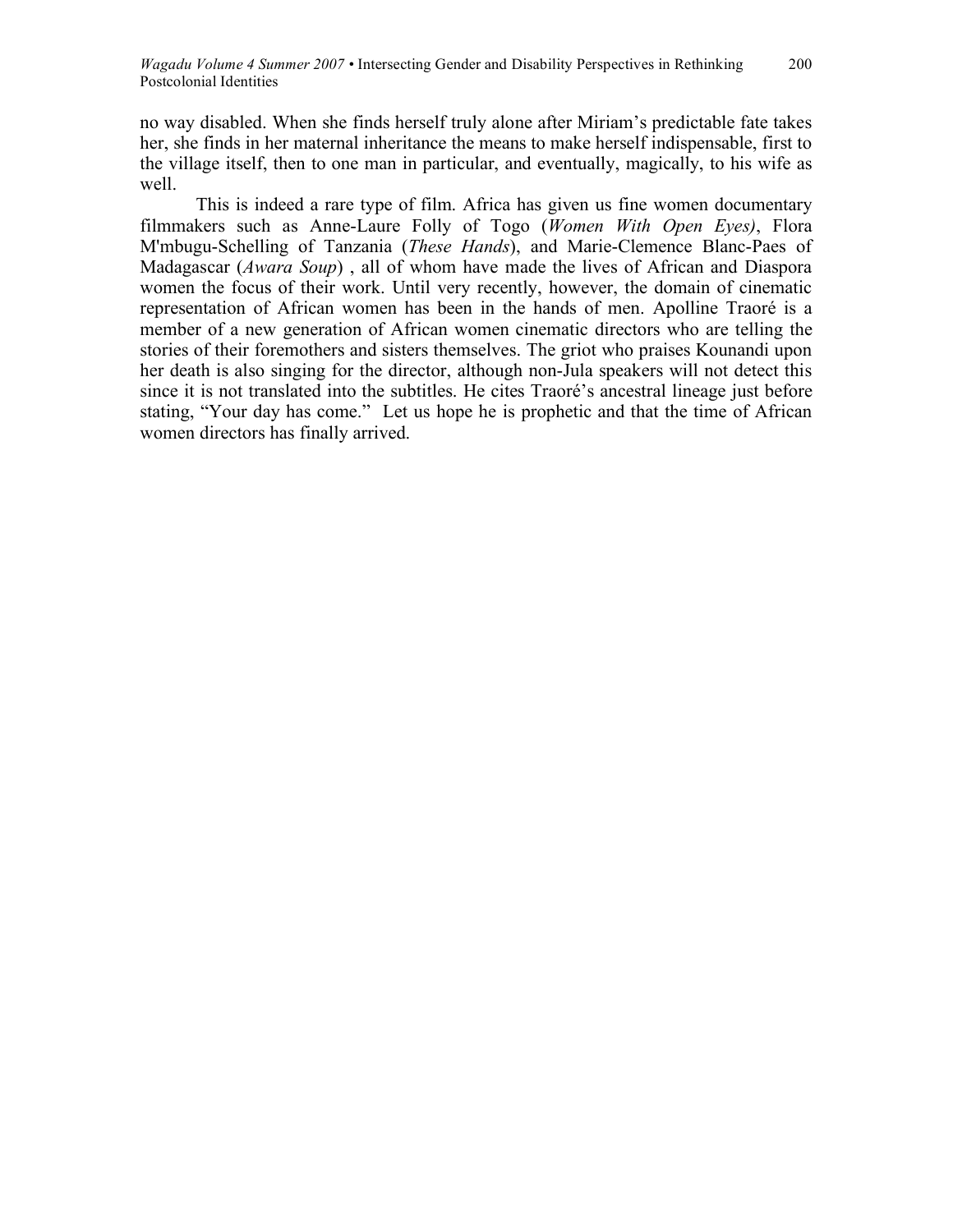no way disabled. When she finds herself truly alone after Miriam's predictable fate takes her, she finds in her maternal inheritance the means to make herself indispensable, first to the village itself, then to one man in particular, and eventually, magically, to his wife as well.

This is indeed a rare type of film. Africa has given us fine women documentary filmmakers such as Anne-Laure Folly of Togo (*Women With Open Eyes)*, Flora M'mbugu-Schelling of Tanzania (*These Hands*), and Marie-Clemence Blanc-Paes of Madagascar (*Awara Soup*) , all of whom have made the lives of African and Diaspora women the focus of their work. Until very recently, however, the domain of cinematic representation of African women has been in the hands of men. Apolline Traoré is a member of a new generation of African women cinematic directors who are telling the stories of their foremothers and sisters themselves. The griot who praises Kounandi upon her death is also singing for the director, although non-Jula speakers will not detect this since it is not translated into the subtitles. He cites Traoré's ancestral lineage just before stating, "Your day has come." Let us hope he is prophetic and that the time of African women directors has finally arrived.